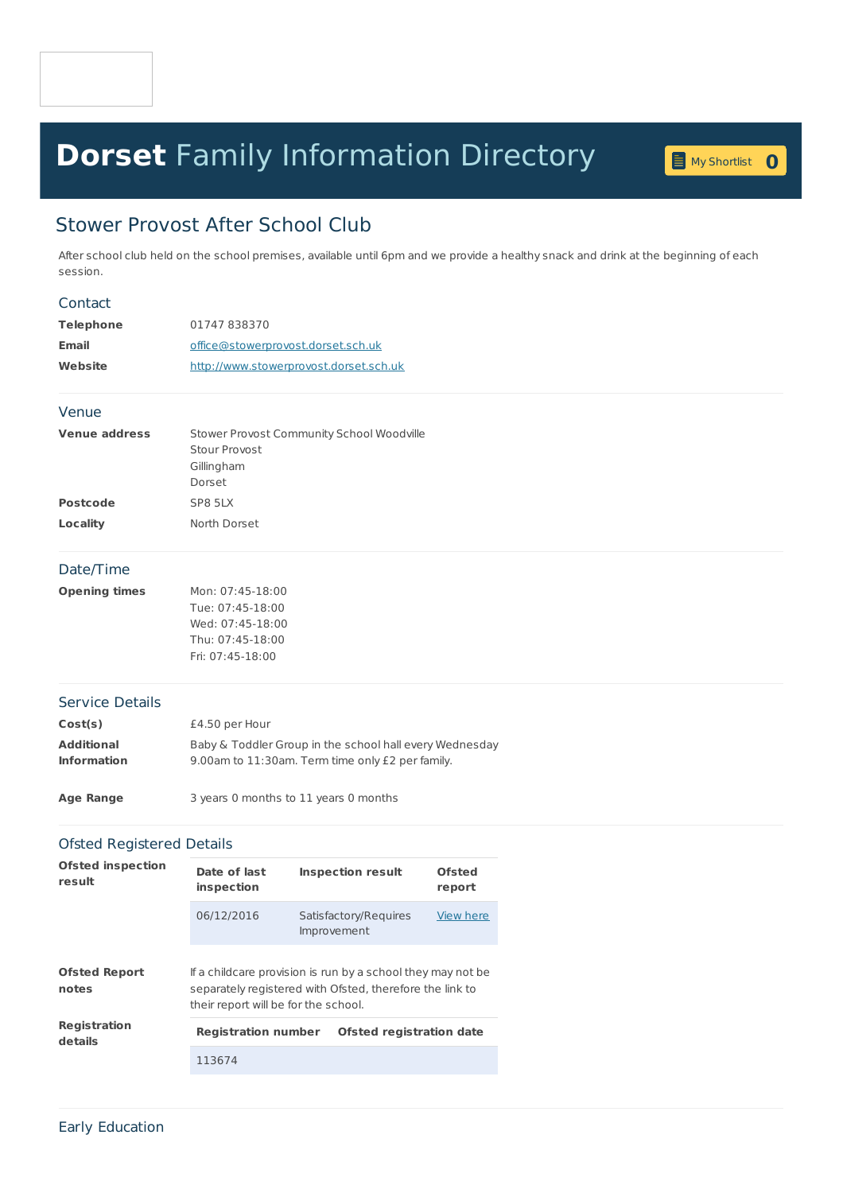# **Dorset** Family Information Directory

My Shortlist 0

## Stower Provost After School Club

After school club held on the school premises, available until 6pm and we provide a healthy snack and drink at the beginning of each session.

### Contact

| | |
|---|---|
| **Telephone** | 01747 838370 |
| **Email** | office@stowerprovost.dorset.sch.uk |
| **Website** | http://www.stowerprovost.dorset.sch.uk |

### Venue

| | |
|---|---|
| **Venue address** | Stower Provost Community School Woodville<br>Stour Provost<br>Gillingham<br>Dorset |
| **Postcode** | SP8 5LX |
| **Locality** | North Dorset |

### Date/Time

| | |
|---|---|
| **Opening times** | Mon: 07:45-18:00<br>Tue: 07:45-18:00<br>Wed: 07:45-18:00<br>Thu: 07:45-18:00<br>Fri: 07:45-18:00 |

### Service Details

| | |
|---|---|
| **Cost(s)** | £4.50 per Hour |
| **Additional Information** | Baby & Toddler Group in the school hall every Wednesday 9.00am to 11:30am. Term time only £2 per family. |
| **Age Range** | 3 years 0 months to 11 years 0 months |

### Ofsted Registered Details

**Ofsted inspection result**

| Date of last inspection | Inspection result | Ofsted report |
|---|---|---|
| 06/12/2016 | Satisfactory/Requires Improvement | View here |

**Ofsted Report notes**

If a childcare provision is run by a school they may not be separately registered with Ofsted, therefore the link to their report will be for the school.

**Registration details**

| Registration number | Ofsted registration date |
|---|---|
| 113674 | |

### Early Education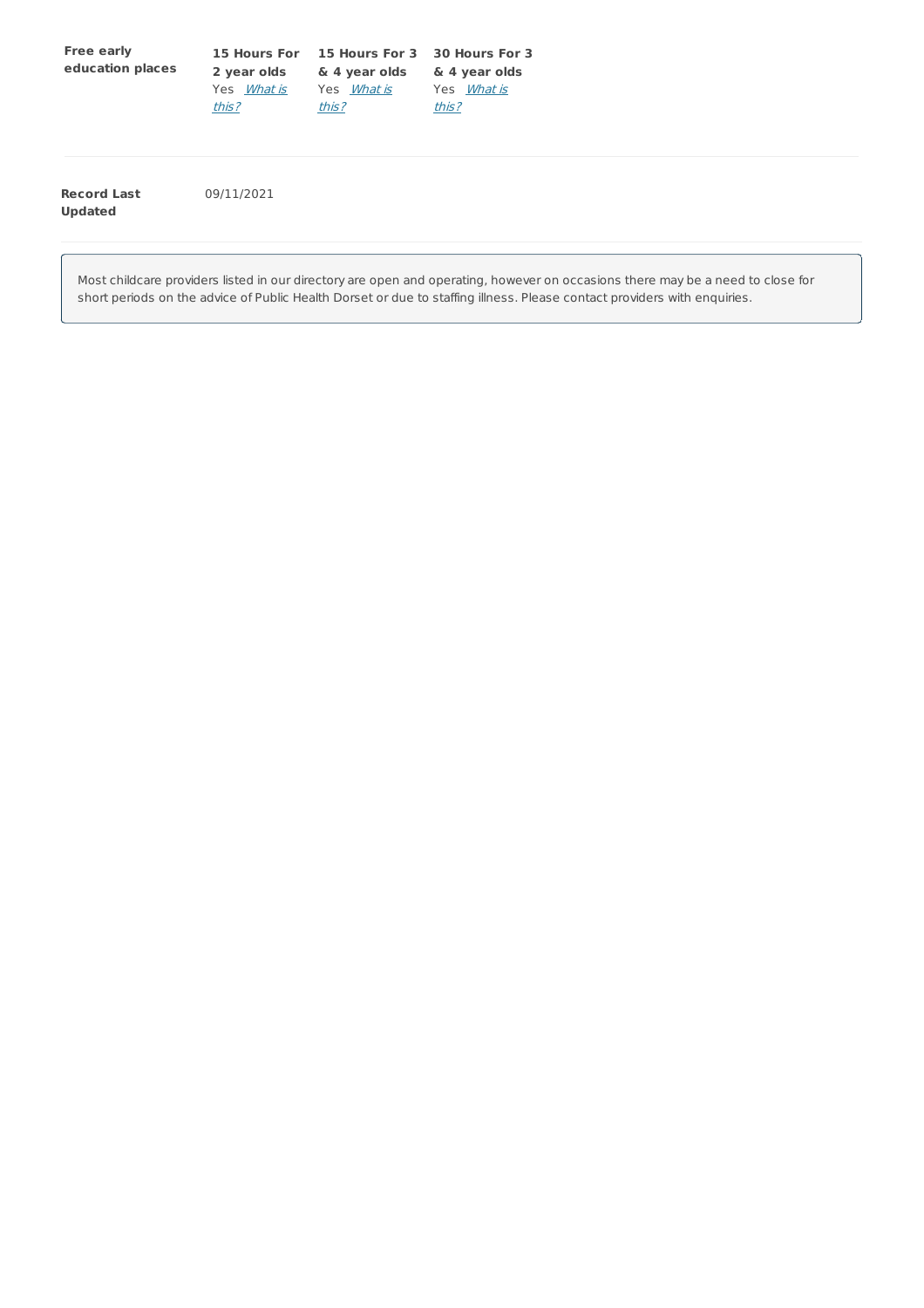| | | | |
|---|---|---|---|
| **Free early education places** | **15 Hours For 2 year olds** Yes *What is this?* | **15 Hours For 3 & 4 year olds** Yes *What is this?* | **30 Hours For 3 & 4 year olds** Yes *What is this?* |

| | |
|---|---|
| **Record Last Updated** | 09/11/2021 |

Most childcare providers listed in our directory are open and operating, however on occasions there may be a need to close for short periods on the advice of Public Health Dorset or due to staffing illness. Please contact providers with enquiries.